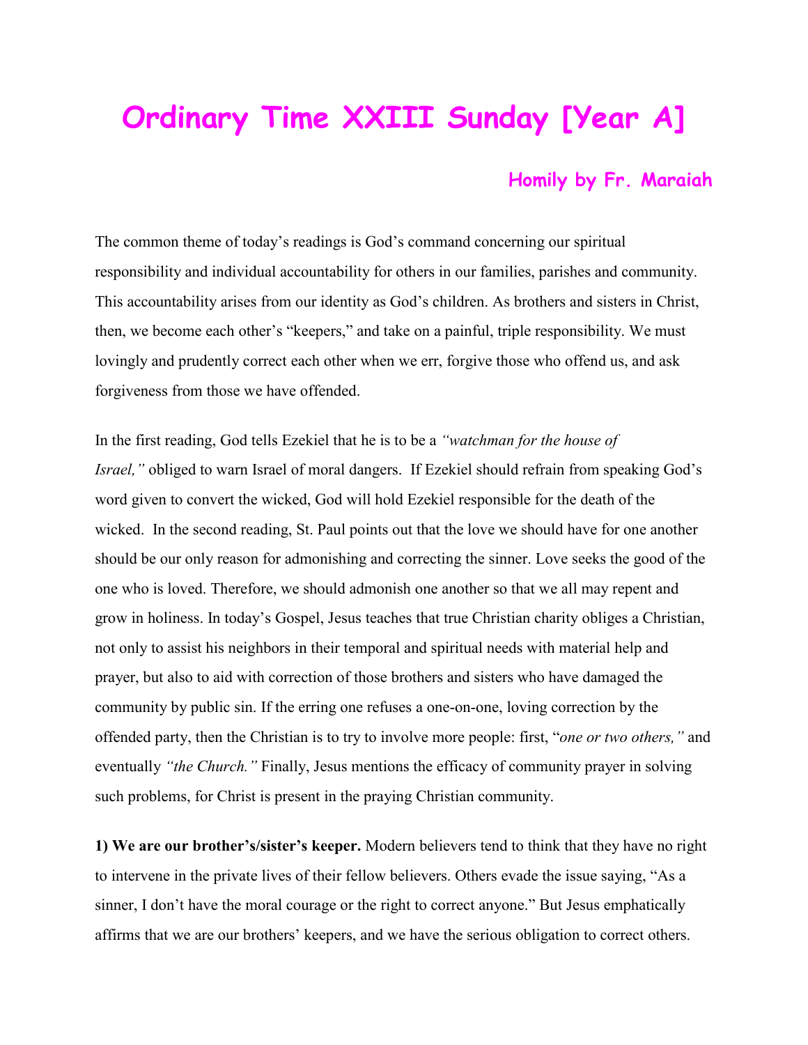# Ordinary Time XXIII Sunday [Year A]

### Homily by Fr. Maraiah

The common theme of today's readings is God's command concerning our spiritual responsibility and individual accountability for others in our families, parishes and community. This accountability arises from our identity as God's children. As brothers and sisters in Christ, then, we become each other's "keepers," and take on a painful, triple responsibility. We must lovingly and prudently correct each other when we err, forgive those who offend us, and ask forgiveness from those we have offended.

In the first reading, God tells Ezekiel that he is to be a *"watchman for the house of Israel,"* obliged to warn Israel of moral dangers. If Ezekiel should refrain from speaking God's word given to convert the wicked, God will hold Ezekiel responsible for the death of the wicked. In the second reading, St. Paul points out that the love we should have for one another should be our only reason for admonishing and correcting the sinner. Love seeks the good of the one who is loved. Therefore, we should admonish one another so that we all may repent and grow in holiness. In today's Gospel, Jesus teaches that true Christian charity obliges a Christian, not only to assist his neighbors in their temporal and spiritual needs with material help and prayer, but also to aid with correction of those brothers and sisters who have damaged the community by public sin. If the erring one refuses a one-on-one, loving correction by the offended party, then the Christian is to try to involve more people: first, "*one or two others,"* and eventually *"the Church."* Finally, Jesus mentions the efficacy of community prayer in solving such problems, for Christ is present in the praying Christian community.

**1) We are our brother's/sister's keeper.** Modern believers tend to think that they have no right to intervene in the private lives of their fellow believers. Others evade the issue saying, "As a sinner, I don't have the moral courage or the right to correct anyone." But Jesus emphatically affirms that we are our brothers' keepers, and we have the serious obligation to correct others.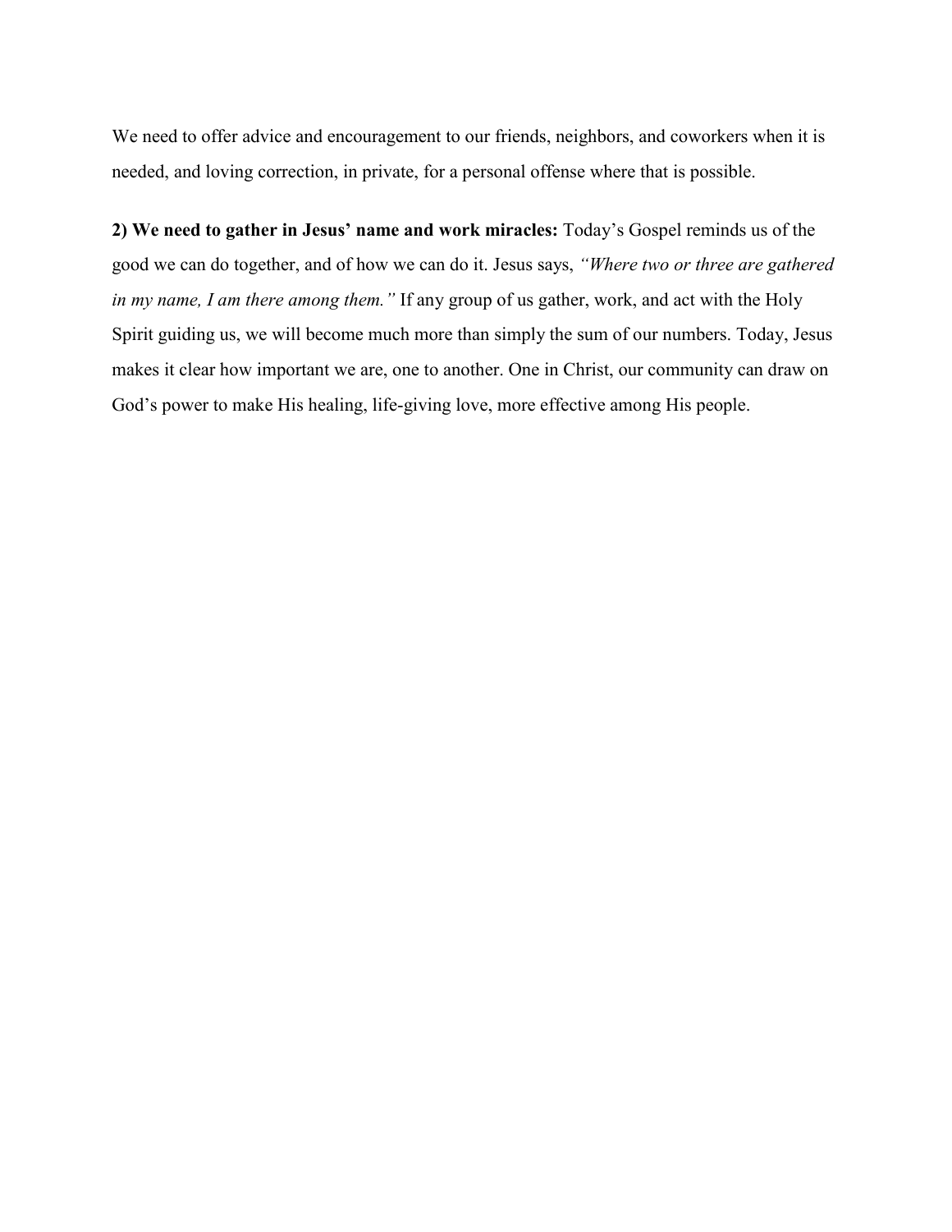We need to offer advice and encouragement to our friends, neighbors, and coworkers when it is needed, and loving correction, in private, for a personal offense where that is possible.

**2) We need to gather in Jesus' name and work miracles:** Today's Gospel reminds us of the good we can do together, and of how we can do it. Jesus says, *"Where two or three are gathered in my name, I am there among them."* If any group of us gather, work, and act with the Holy Spirit guiding us, we will become much more than simply the sum of our numbers. Today, Jesus makes it clear how important we are, one to another. One in Christ, our community can draw on God's power to make His healing, life-giving love, more effective among His people.